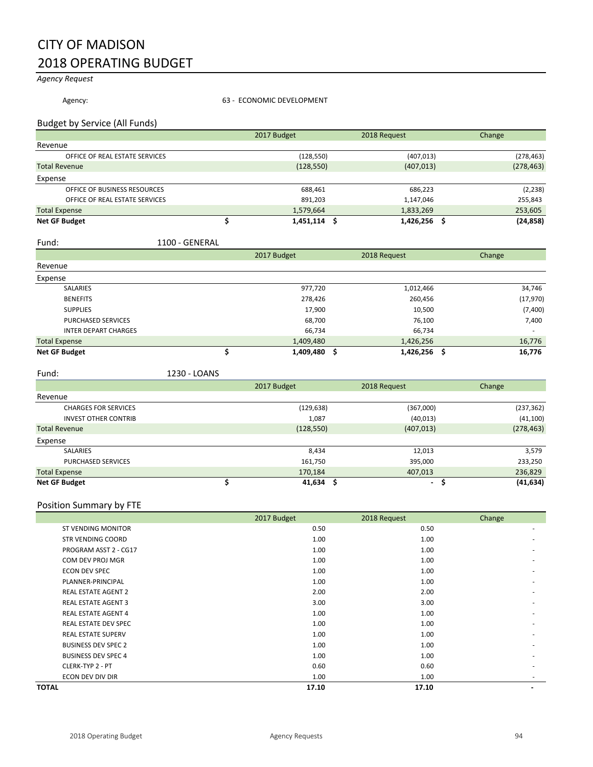# CITY OF MADISON
# 2018 OPERATING BUDGET

*Agency Request*

Agency: 63 - ECONOMIC DEVELOPMENT

## Budget by Service (All Funds)

| | 2017 Budget | 2018 Request | Change |
|---|---|---|---|
| Revenue | | | |
| OFFICE OF REAL ESTATE SERVICES | (128,550) | (407,013) | (278,463) |
| Total Revenue | (128,550) | (407,013) | (278,463) |
| Expense | | | |
| OFFICE OF BUSINESS RESOURCES | 688,461 | 686,223 | (2,238) |
| OFFICE OF REAL ESTATE SERVICES | 891,203 | 1,147,046 | 255,843 |
| Total Expense | 1,579,664 | 1,833,269 | 253,605 |
| **Net GF Budget** | **$ 1,451,114** | **$ 1,426,256** | **$ (24,858)** |

Fund: 1100 - GENERAL

| | 2017 Budget | 2018 Request | Change |
|---|---|---|---|
| Revenue | | | |
| Expense | | | |
| SALARIES | 977,720 | 1,012,466 | 34,746 |
| BENEFITS | 278,426 | 260,456 | (17,970) |
| SUPPLIES | 17,900 | 10,500 | (7,400) |
| PURCHASED SERVICES | 68,700 | 76,100 | 7,400 |
| INTER DEPART CHARGES | 66,734 | 66,734 | - |
| Total Expense | 1,409,480 | 1,426,256 | 16,776 |
| **Net GF Budget** | **$ 1,409,480** | **$ 1,426,256** | **$ 16,776** |

Fund: 1230 - LOANS

| | 2017 Budget | 2018 Request | Change |
|---|---|---|---|
| Revenue | | | |
| CHARGES FOR SERVICES | (129,638) | (367,000) | (237,362) |
| INVEST OTHER CONTRIB | 1,087 | (40,013) | (41,100) |
| Total Revenue | (128,550) | (407,013) | (278,463) |
| Expense | | | |
| SALARIES | 8,434 | 12,013 | 3,579 |
| PURCHASED SERVICES | 161,750 | 395,000 | 233,250 |
| Total Expense | 170,184 | 407,013 | 236,829 |
| **Net GF Budget** | **$ 41,634** | **$ -** | **$ (41,634)** |

## Position Summary by FTE

| | 2017 Budget | 2018 Request | Change |
|---|---|---|---|
| ST VENDING MONITOR | 0.50 | 0.50 | - |
| STR VENDING COORD | 1.00 | 1.00 | - |
| PROGRAM ASST 2 - CG17 | 1.00 | 1.00 | - |
| COM DEV PROJ MGR | 1.00 | 1.00 | - |
| ECON DEV SPEC | 1.00 | 1.00 | - |
| PLANNER-PRINCIPAL | 1.00 | 1.00 | - |
| REAL ESTATE AGENT 2 | 2.00 | 2.00 | - |
| REAL ESTATE AGENT 3 | 3.00 | 3.00 | - |
| REAL ESTATE AGENT 4 | 1.00 | 1.00 | - |
| REAL ESTATE DEV SPEC | 1.00 | 1.00 | - |
| REAL ESTATE SUPERV | 1.00 | 1.00 | - |
| BUSINESS DEV SPEC 2 | 1.00 | 1.00 | - |
| BUSINESS DEV SPEC 4 | 1.00 | 1.00 | - |
| CLERK-TYP 2 - PT | 0.60 | 0.60 | - |
| ECON DEV DIV DIR | 1.00 | 1.00 | - |
| **TOTAL** | **17.10** | **17.10** | **-** |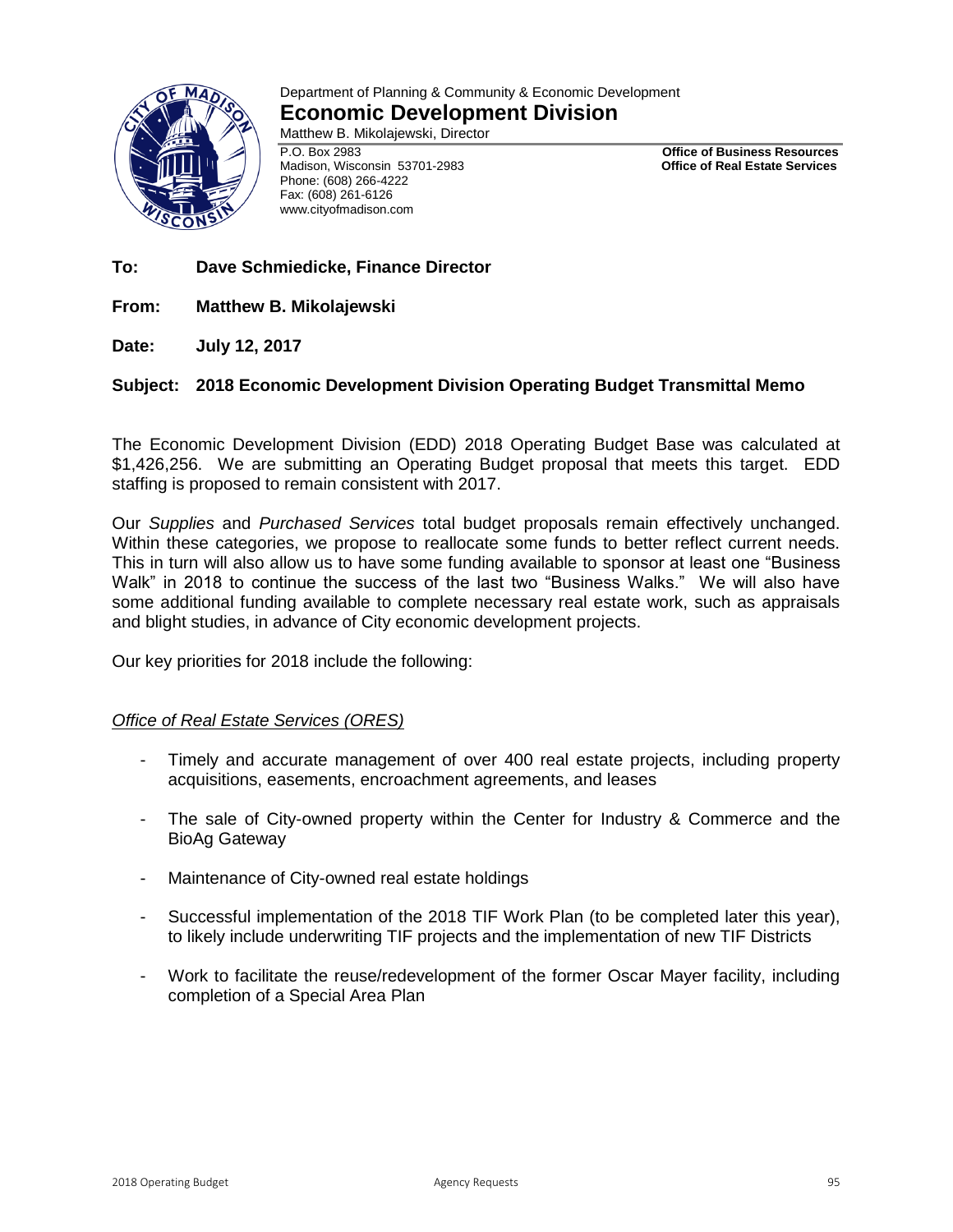Department of Planning & Community & Economic Development

# Economic Development Division

Matthew B. Mikolajewski, Director

P.O. Box 2983
Madison, Wisconsin 53701-2983
Phone: (608) 266-4222
Fax: (608) 261-6126
www.cityofmadison.com

**Office of Business Resources**
**Office of Real Estate Services**

**To:** **Dave Schmiedicke, Finance Director**

**From:** **Matthew B. Mikolajewski**

**Date:** **July 12, 2017**

**Subject: 2018 Economic Development Division Operating Budget Transmittal Memo**

The Economic Development Division (EDD) 2018 Operating Budget Base was calculated at $1,426,256. We are submitting an Operating Budget proposal that meets this target. EDD staffing is proposed to remain consistent with 2017.

Our *Supplies* and *Purchased Services* total budget proposals remain effectively unchanged. Within these categories, we propose to reallocate some funds to better reflect current needs. This in turn will also allow us to have some funding available to sponsor at least one "Business Walk" in 2018 to continue the success of the last two "Business Walks." We will also have some additional funding available to complete necessary real estate work, such as appraisals and blight studies, in advance of City economic development projects.

Our key priorities for 2018 include the following:

*Office of Real Estate Services (ORES)*

- Timely and accurate management of over 400 real estate projects, including property acquisitions, easements, encroachment agreements, and leases
- The sale of City-owned property within the Center for Industry & Commerce and the BioAg Gateway
- Maintenance of City-owned real estate holdings
- Successful implementation of the 2018 TIF Work Plan (to be completed later this year), to likely include underwriting TIF projects and the implementation of new TIF Districts
- Work to facilitate the reuse/redevelopment of the former Oscar Mayer facility, including completion of a Special Area Plan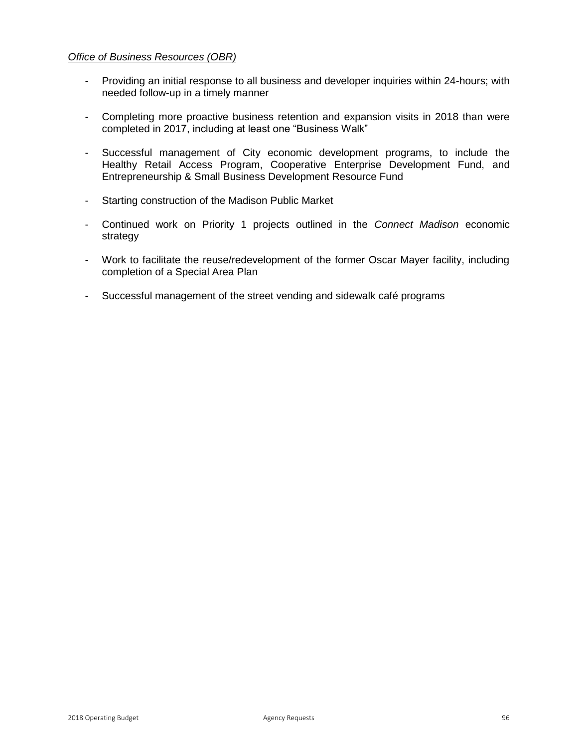*Office of Business Resources (OBR)*

- Providing an initial response to all business and developer inquiries within 24-hours; with needed follow-up in a timely manner

- Completing more proactive business retention and expansion visits in 2018 than were completed in 2017, including at least one “Business Walk”

- Successful management of City economic development programs, to include the Healthy Retail Access Program, Cooperative Enterprise Development Fund, and Entrepreneurship & Small Business Development Resource Fund

- Starting construction of the Madison Public Market

- Continued work on Priority 1 projects outlined in the *Connect Madison* economic strategy

- Work to facilitate the reuse/redevelopment of the former Oscar Mayer facility, including completion of a Special Area Plan

- Successful management of the street vending and sidewalk café programs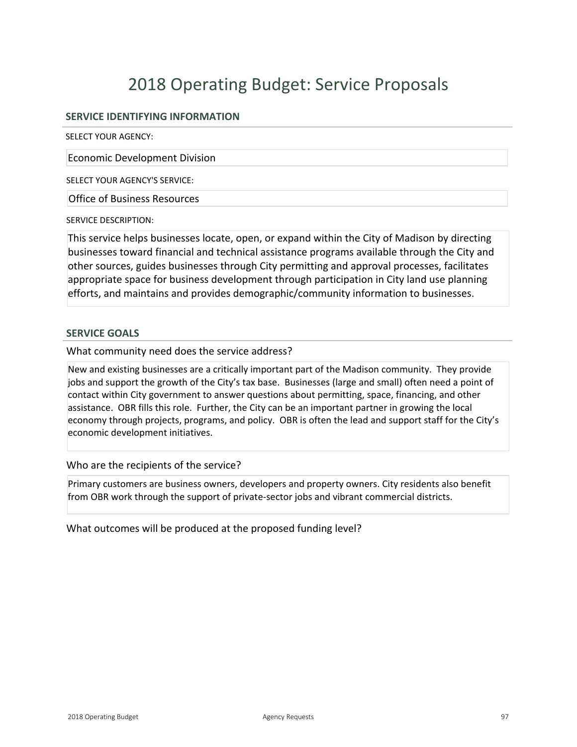# 2018 Operating Budget: Service Proposals

## SERVICE IDENTIFYING INFORMATION

SELECT YOUR AGENCY:

Economic Development Division

SELECT YOUR AGENCY'S SERVICE:

Office of Business Resources

SERVICE DESCRIPTION:

This service helps businesses locate, open, or expand within the City of Madison by directing businesses toward financial and technical assistance programs available through the City and other sources, guides businesses through City permitting and approval processes, facilitates appropriate space for business development through participation in City land use planning efforts, and maintains and provides demographic/community information to businesses.

## SERVICE GOALS

What community need does the service address?

New and existing businesses are a critically important part of the Madison community. They provide jobs and support the growth of the City's tax base. Businesses (large and small) often need a point of contact within City government to answer questions about permitting, space, financing, and other assistance. OBR fills this role. Further, the City can be an important partner in growing the local economy through projects, programs, and policy. OBR is often the lead and support staff for the City's economic development initiatives.

Who are the recipients of the service?

Primary customers are business owners, developers and property owners. City residents also benefit from OBR work through the support of private-sector jobs and vibrant commercial districts.

What outcomes will be produced at the proposed funding level?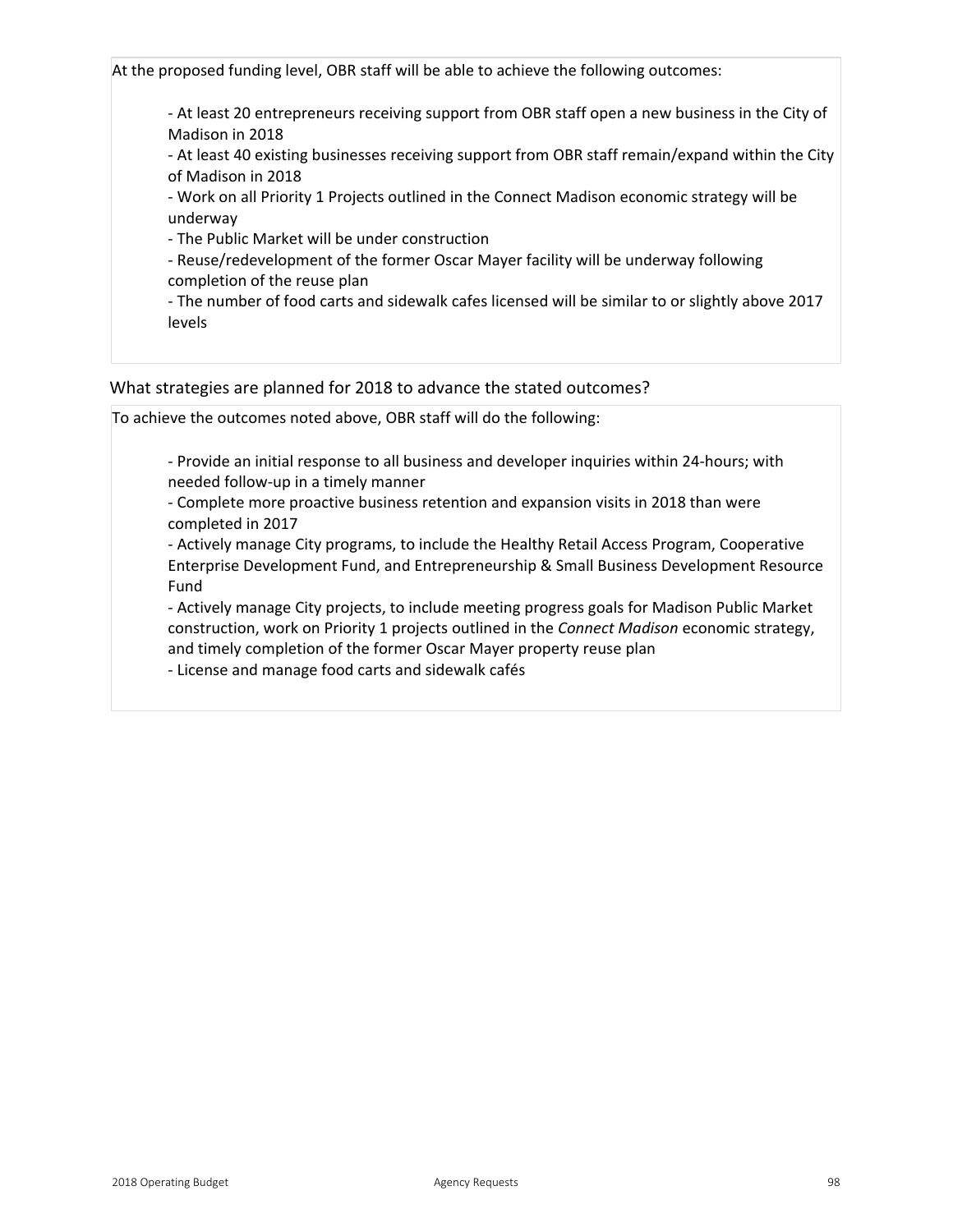At the proposed funding level, OBR staff will be able to achieve the following outcomes:

- At least 20 entrepreneurs receiving support from OBR staff open a new business in the City of Madison in 2018
- At least 40 existing businesses receiving support from OBR staff remain/expand within the City of Madison in 2018
- Work on all Priority 1 Projects outlined in the Connect Madison economic strategy will be underway
- The Public Market will be under construction
- Reuse/redevelopment of the former Oscar Mayer facility will be underway following completion of the reuse plan
- The number of food carts and sidewalk cafes licensed will be similar to or slightly above 2017 levels

What strategies are planned for 2018 to advance the stated outcomes?

To achieve the outcomes noted above, OBR staff will do the following:

- Provide an initial response to all business and developer inquiries within 24-hours; with needed follow-up in a timely manner
- Complete more proactive business retention and expansion visits in 2018 than were completed in 2017
- Actively manage City programs, to include the Healthy Retail Access Program, Cooperative Enterprise Development Fund, and Entrepreneurship & Small Business Development Resource Fund
- Actively manage City projects, to include meeting progress goals for Madison Public Market construction, work on Priority 1 projects outlined in the *Connect Madison* economic strategy, and timely completion of the former Oscar Mayer property reuse plan
- License and manage food carts and sidewalk cafés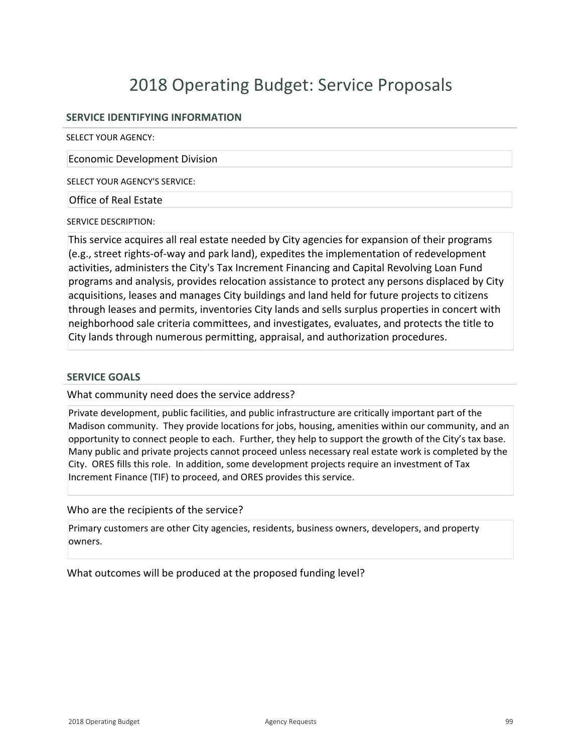# 2018 Operating Budget: Service Proposals

## SERVICE IDENTIFYING INFORMATION

SELECT YOUR AGENCY:

Economic Development Division

SELECT YOUR AGENCY'S SERVICE:

Office of Real Estate

SERVICE DESCRIPTION:

This service acquires all real estate needed by City agencies for expansion of their programs (e.g., street rights-of-way and park land), expedites the implementation of redevelopment activities, administers the City's Tax Increment Financing and Capital Revolving Loan Fund programs and analysis, provides relocation assistance to protect any persons displaced by City acquisitions, leases and manages City buildings and land held for future projects to citizens through leases and permits, inventories City lands and sells surplus properties in concert with neighborhood sale criteria committees, and investigates, evaluates, and protects the title to City lands through numerous permitting, appraisal, and authorization procedures.

## SERVICE GOALS

What community need does the service address?

Private development, public facilities, and public infrastructure are critically important part of the Madison community. They provide locations for jobs, housing, amenities within our community, and an opportunity to connect people to each. Further, they help to support the growth of the City's tax base. Many public and private projects cannot proceed unless necessary real estate work is completed by the City. ORES fills this role. In addition, some development projects require an investment of Tax Increment Finance (TIF) to proceed, and ORES provides this service.

Who are the recipients of the service?

Primary customers are other City agencies, residents, business owners, developers, and property owners.

What outcomes will be produced at the proposed funding level?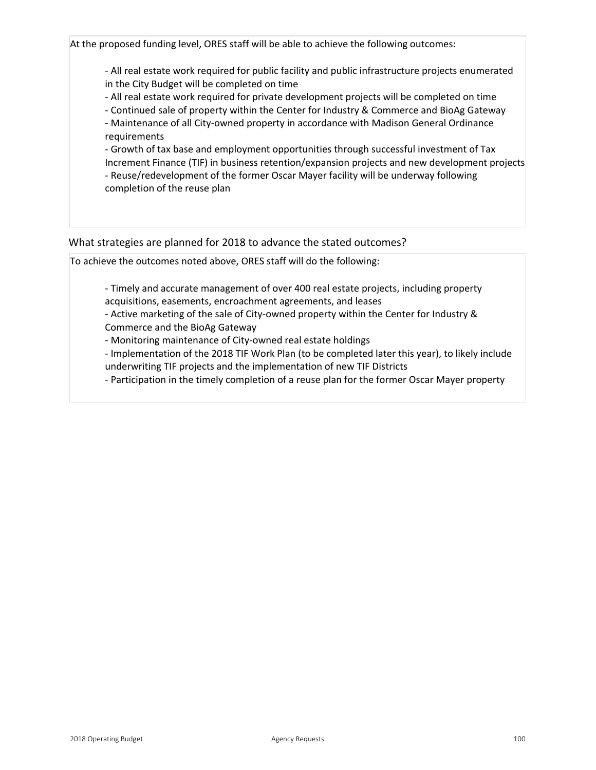At the proposed funding level, ORES staff will be able to achieve the following outcomes:

- All real estate work required for public facility and public infrastructure projects enumerated in the City Budget will be completed on time
- All real estate work required for private development projects will be completed on time
- Continued sale of property within the Center for Industry & Commerce and BioAg Gateway
- Maintenance of all City-owned property in accordance with Madison General Ordinance requirements
- Growth of tax base and employment opportunities through successful investment of Tax Increment Finance (TIF) in business retention/expansion projects and new development projects
- Reuse/redevelopment of the former Oscar Mayer facility will be underway following completion of the reuse plan

What strategies are planned for 2018 to advance the stated outcomes?

To achieve the outcomes noted above, ORES staff will do the following:

- Timely and accurate management of over 400 real estate projects, including property acquisitions, easements, encroachment agreements, and leases
- Active marketing of the sale of City-owned property within the Center for Industry & Commerce and the BioAg Gateway
- Monitoring maintenance of City-owned real estate holdings
- Implementation of the 2018 TIF Work Plan (to be completed later this year), to likely include underwriting TIF projects and the implementation of new TIF Districts
- Participation in the timely completion of a reuse plan for the former Oscar Mayer property